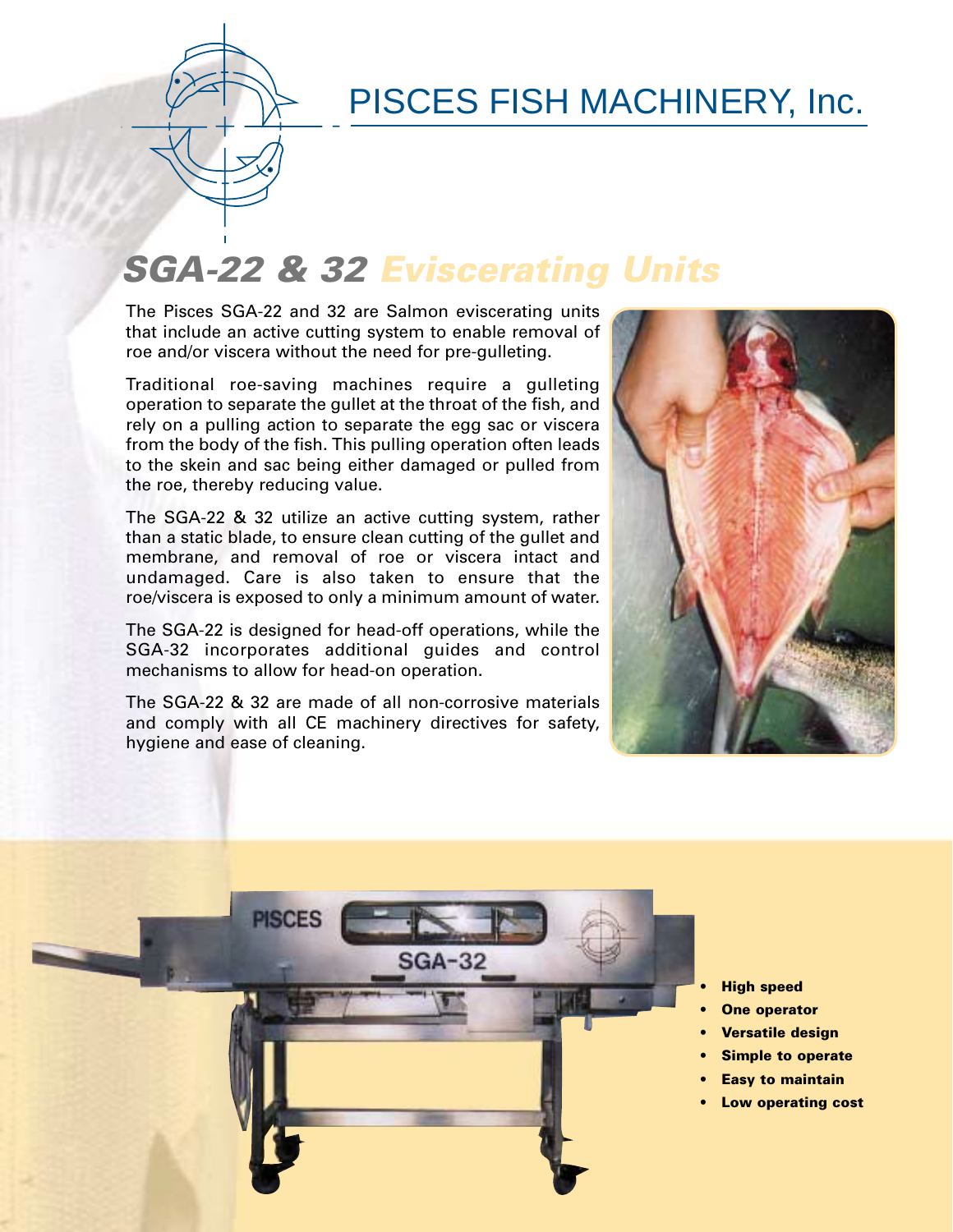# PISCES FISH MACHINERY, Inc.

## *SGA-22 & 32 Evisceration Units*

The Pisces SGA-22 and 32 are Salmon eviscerating units that include an active cutting system to enable removal of roe and/or viscera without the need for pre-gulleting.

Traditional roe-saving machines require a gulleting operation to separate the gullet at the throat of the fish, and rely on a pulling action to separate the egg sac or viscera from the body of the fish. This pulling operation often leads to the skein and sac being either damaged or pulled from the roe, thereby reducing value.

The SGA-22 & 32 utilize an active cutting system, rather than a static blade, to ensure clean cutting of the gullet and membrane, and removal of roe or viscera intact and undamaged. Care is also taken to ensure that the roe/viscera is exposed to only a minimum amount of water.

The SGA-22 is designed for head-off operations, while the SGA-32 incorporates additional guides and control mechanisms to allow for head-on operation.

The SGA-22 & 32 are made of all non-corrosive materials and comply with all CE machinery directives for safety, hygiene and ease of cleaning.

- **High speed**
- **One operator**
- **Versatile design**
- **Simple to operate**
- **Easy to maintain**
- **Low operating cost**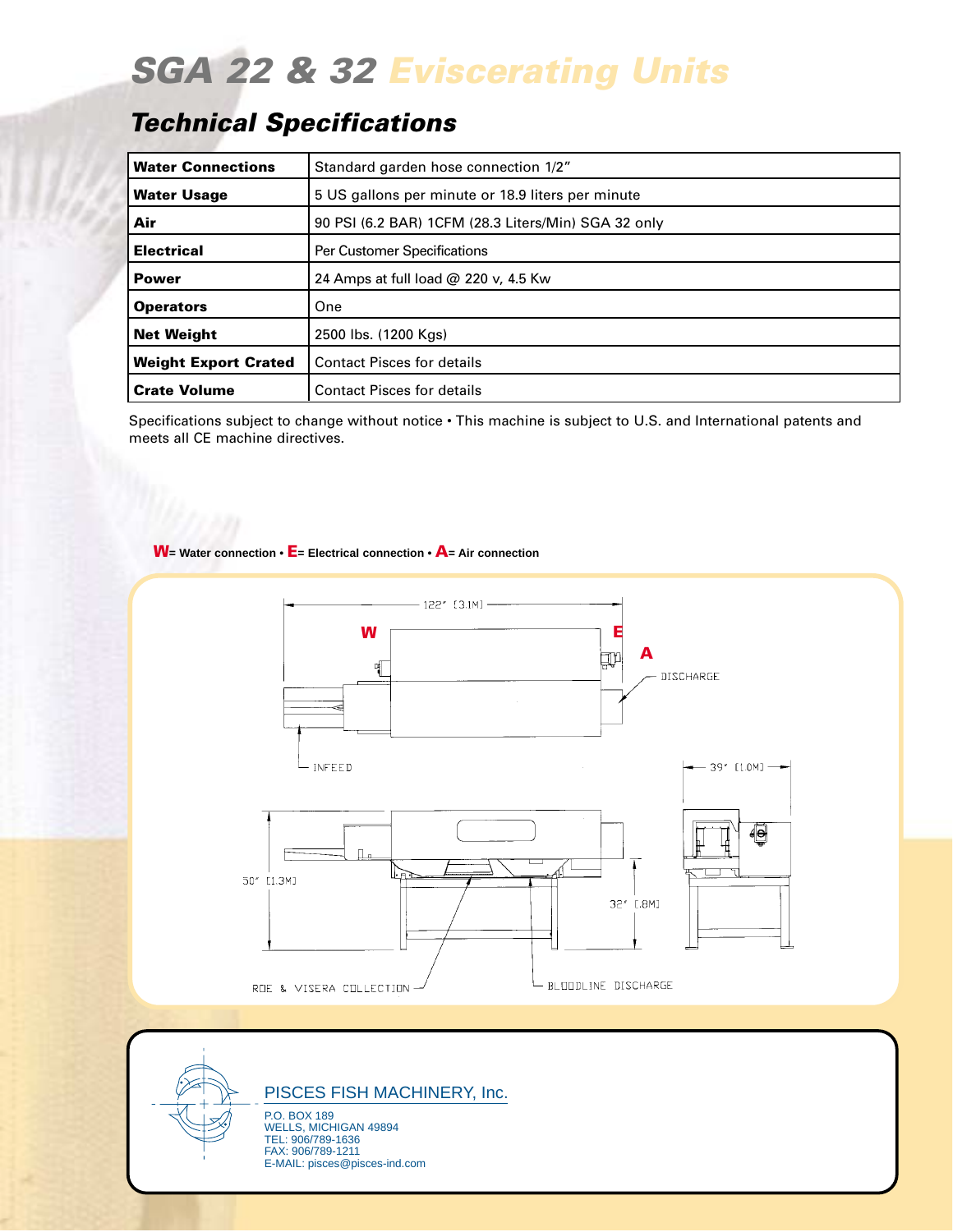# SGA 22 & 32 Eviscerating Units

## Technical Specifications

| | |
|---|---|
| **Water Connections** | Standard garden hose connection 1/2″ |
| **Water Usage** | 5 US gallons per minute or 18.9 liters per minute |
| **Air** | 90 PSI (6.2 BAR) 1CFM (28.3 Liters/Min) SGA 32 only |
| **Electrical** | Per Customer Specifications |
| **Power** | 24 Amps at full load @ 220 v, 4.5 Kw |
| **Operators** | One |
| **Net Weight** | 2500 lbs. (1200 Kgs) |
| **Weight Export Crated** | Contact Pisces for details |
| **Crate Volume** | Contact Pisces for details |

Specifications subject to change without notice • This machine is subject to U.S. and International patents and meets all CE machine directives.

**W**= Water connection • **E**= Electrical connection • **A**= Air connection

122″ [3.1M]

W

E

A

DISCHARGE

INFEED

39″ [1.0M]

50″ [1.3M]

32″ [.8M]

ROE & VISERA COLLECTION

BLOODLINE DISCHARGE

PISCES FISH MACHINERY, Inc.

P.O. BOX 189
WELLS, MICHIGAN 49894
TEL: 906/789-1636
FAX: 906/789-1211
E-MAIL: pisces@pisces-ind.com